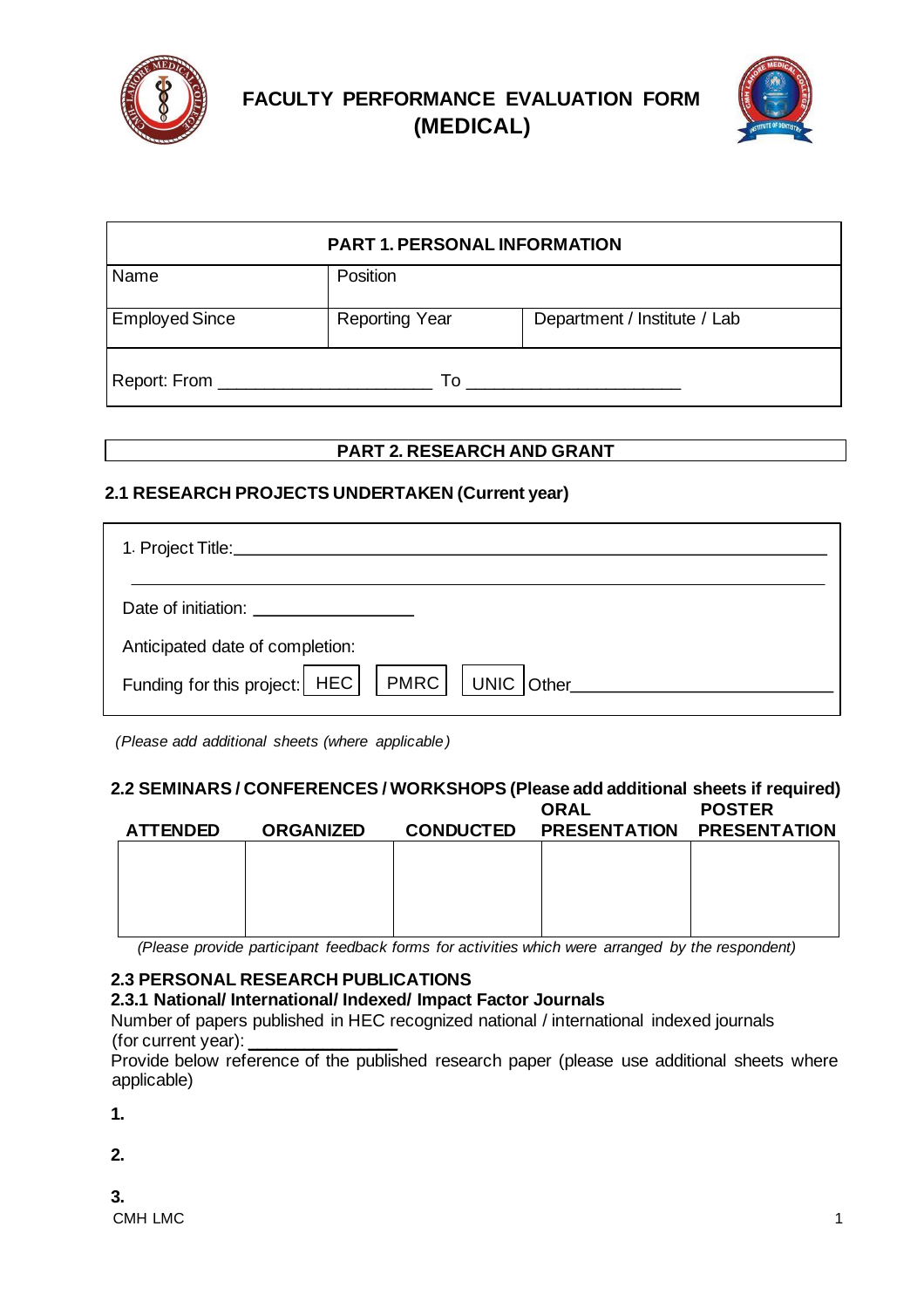# FACULTY PERFORMANCE EVALUATION FORM (MEDICAL)

| PART 1. PERSONAL INFORMATION | | |
|---|---|---|
| Name | Position | |
| Employed Since | Reporting Year | Department / Institute / Lab |
| Report: From ______________________ To ______________________ | | |

## PART 2. RESEARCH AND GRANT

### 2.1 RESEARCH PROJECTS UNDERTAKEN (Current year)

1. Project Title:____________________________________________________________

_____________________________________________________________________________

Date of initiation: _________________

Anticipated date of completion:

Funding for this project: HEC PMRC UNIC Other___________________________

*(Please add additional sheets (where applicable)*

### 2.2 SEMINARS / CONFERENCES / WORKSHOPS (Please add additional sheets if required)

| ATTENDED | ORGANIZED | CONDUCTED | ORAL PRESENTATION | POSTER PRESENTATION |
|---|---|---|---|---|
| | | | | |

*(Please provide participant feedback forms for activities which were arranged by the respondent)*

### 2.3 PERSONAL RESEARCH PUBLICATIONS

#### 2.3.1 National/ International/ Indexed/ Impact Factor Journals

Number of papers published in HEC recognized national / international indexed journals (for current year): ________________

Provide below reference of the published research paper (please use additional sheets where applicable)

**1.**

**2.**

**3.**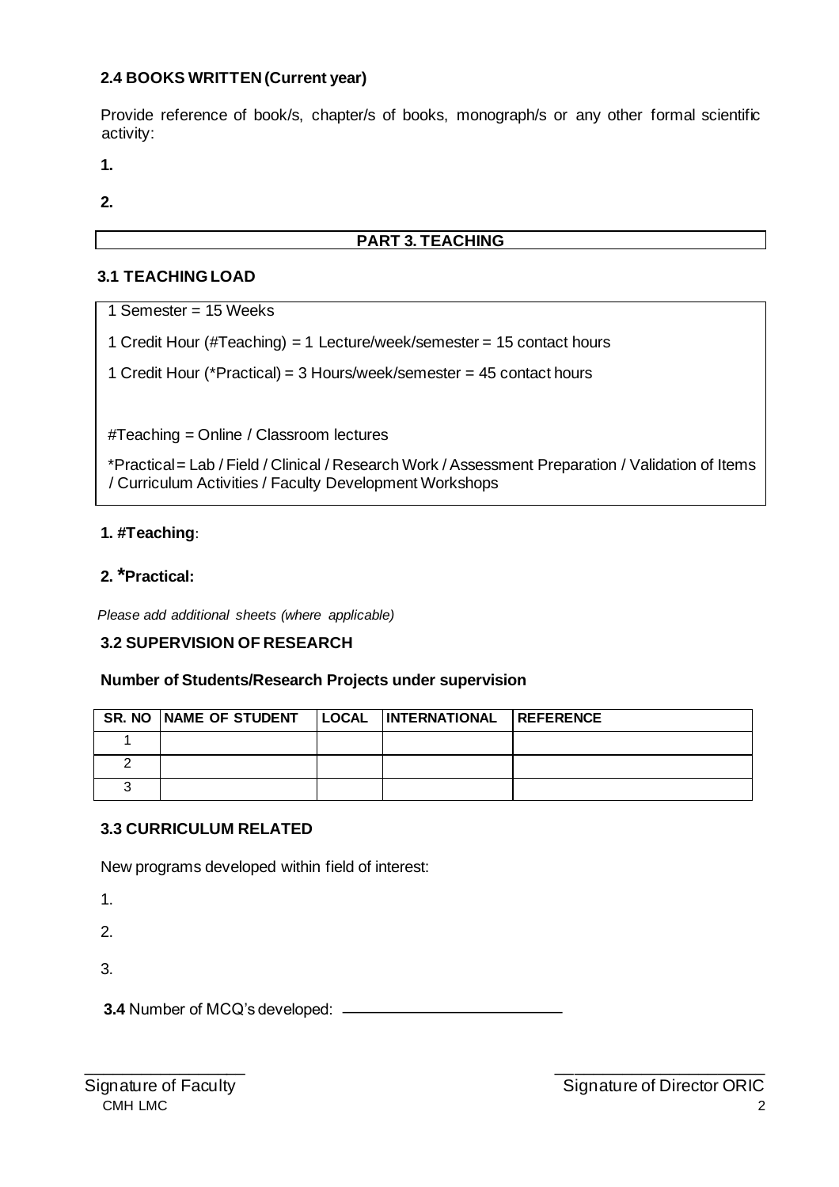### 2.4 BOOKS WRITTEN (Current year)

Provide reference of book/s, chapter/s of books, monograph/s or any other formal scientific activity:

**1.**

**2.**

## PART 3. TEACHING

### 3.1 TEACHING LOAD

1 Semester = 15 Weeks

1 Credit Hour (#Teaching) = 1 Lecture/week/semester = 15 contact hours

1 Credit Hour (*Practical) = 3 Hours/week/semester = 45 contact hours

#Teaching = Online / Classroom lectures

*Practical = Lab / Field / Clinical / Research Work / Assessment Preparation / Validation of Items / Curriculum Activities / Faculty Development Workshops

**1. #Teaching**:

**2. *Practical:**

*Please add additional sheets (where applicable)*

### 3.2 SUPERVISION OF RESEARCH

**Number of Students/Research Projects under supervision**

| SR. NO | NAME OF STUDENT | LOCAL | INTERNATIONAL | REFERENCE |
|---|---|---|---|---|
| 1 | | | | |
| 2 | | | | |
| 3 | | | | |

### 3.3 CURRICULUM RELATED

New programs developed within field of interest:

1.

2.

3.

**3.4** Number of MCQ's developed: ____________________________

Signature of Faculty ____________________  Signature of Director ORIC ____________________

CMH LMC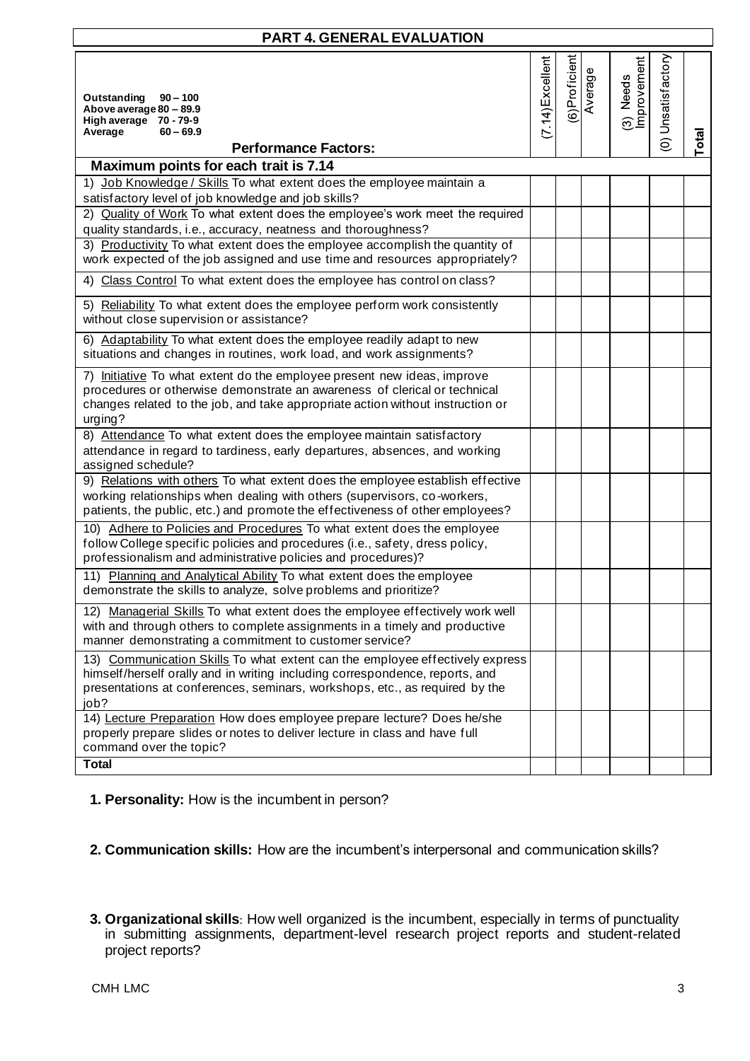## PART 4. GENERAL EVALUATION

| **Outstanding 90 – 100**<br>**Above average 80 – 89.9**<br>**High average 70 - 79-9**<br>**Average 60 – 69.9**<br><br>**Performance Factors:** | (7.14) Excellent | (6) Proficient | Average | (3) Needs Improvement | (0) Unsatisfactory | **Total** |
|---|---|---|---|---|---|---|
| **Maximum points for each trait is 7.14** | | | | | | |
| 1) Job Knowledge / Skills To what extent does the employee maintain a satisfactory level of job knowledge and job skills? | | | | | | |
| 2) Quality of Work To what extent does the employee's work meet the required quality standards, i.e., accuracy, neatness and thoroughness? | | | | | | |
| 3) Productivity To what extent does the employee accomplish the quantity of work expected of the job assigned and use time and resources appropriately? | | | | | | |
| 4) Class Control To what extent does the employee has control on class? | | | | | | |
| 5) Reliability To what extent does the employee perform work consistently without close supervision or assistance? | | | | | | |
| 6) Adaptability To what extent does the employee readily adapt to new situations and changes in routines, work load, and work assignments? | | | | | | |
| 7) Initiative To what extent do the employee present new ideas, improve procedures or otherwise demonstrate an awareness of clerical or technical changes related to the job, and take appropriate action without instruction or urging? | | | | | | |
| 8) Attendance To what extent does the employee maintain satisfactory attendance in regard to tardiness, early departures, absences, and working assigned schedule? | | | | | | |
| 9) Relations with others To what extent does the employee establish effective working relationships when dealing with others (supervisors, co-workers, patients, the public, etc.) and promote the effectiveness of other employees? | | | | | | |
| 10) Adhere to Policies and Procedures To what extent does the employee follow College specific policies and procedures (i.e., safety, dress policy, professionalism and administrative policies and procedures)? | | | | | | |
| 11) Planning and Analytical Ability To what extent does the employee demonstrate the skills to analyze, solve problems and prioritize? | | | | | | |
| 12) Managerial Skills To what extent does the employee effectively work well with and through others to complete assignments in a timely and productive manner demonstrating a commitment to customer service? | | | | | | |
| 13) Communication Skills To what extent can the employee effectively express himself/herself orally and in writing including correspondence, reports, and presentations at conferences, seminars, workshops, etc., as required by the job? | | | | | | |
| 14) Lecture Preparation How does employee prepare lecture? Does he/she properly prepare slides or notes to deliver lecture in class and have full command over the topic? | | | | | | |
| **Total** | | | | | | |

**1. Personality:** How is the incumbent in person?

**2. Communication skills:** How are the incumbent's interpersonal and communication skills?

**3. Organizational skills**: How well organized is the incumbent, especially in terms of punctuality in submitting assignments, department-level research project reports and student-related project reports?

CMH LMC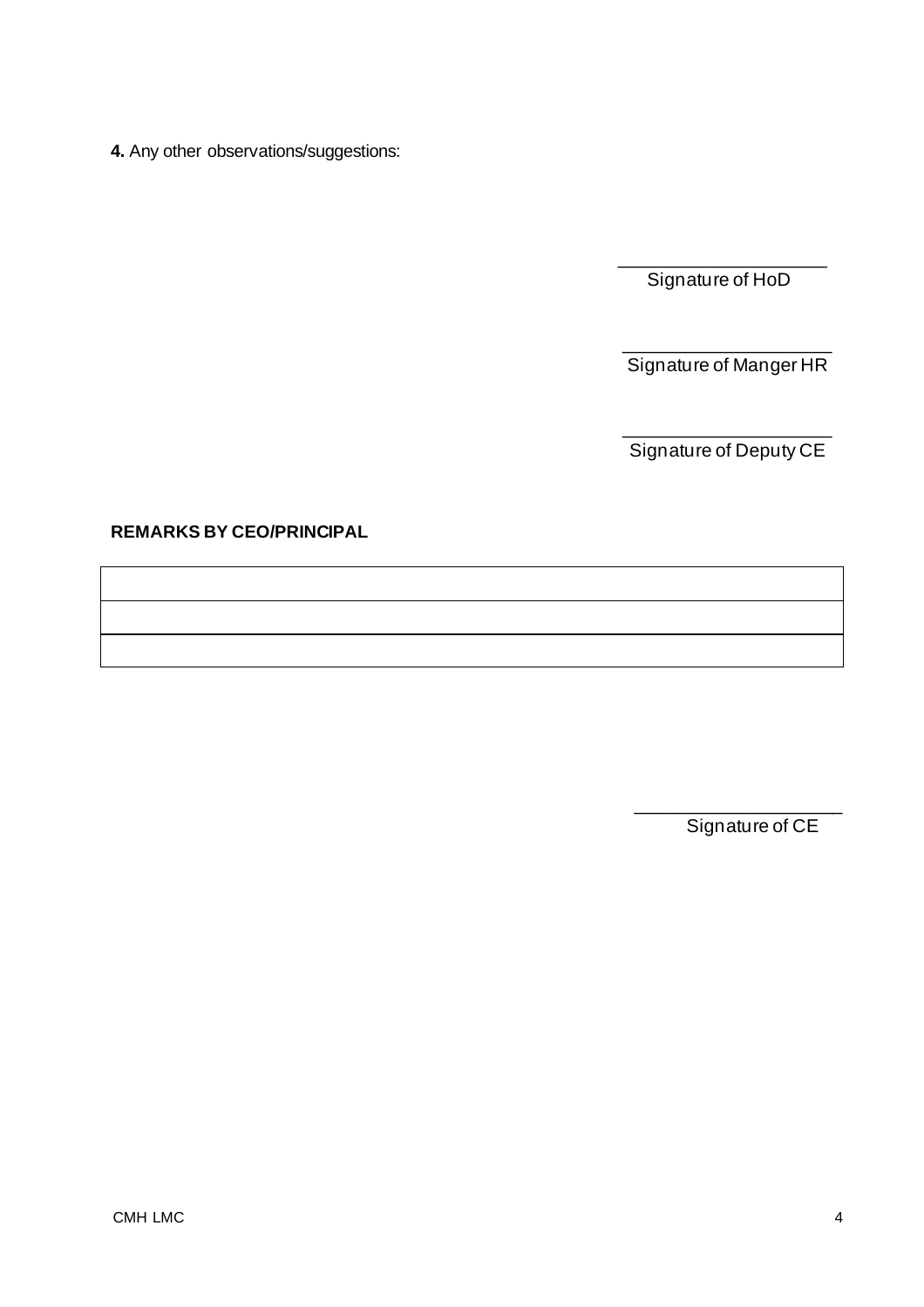**4.** Any other observations/suggestions:

\_\_\_\_\_\_\_\_\_\_\_\_\_\_\_\_\_\_\_\_
Signature of HoD

\_\_\_\_\_\_\_\_\_\_\_\_\_\_\_\_\_\_\_\_
Signature of Manger HR

\_\_\_\_\_\_\_\_\_\_\_\_\_\_\_\_\_\_\_\_
Signature of Deputy CE

**REMARKS BY CEO/PRINCIPAL**

| |
|---|
| |
| |
| |

\_\_\_\_\_\_\_\_\_\_\_\_\_\_\_\_\_\_\_\_
Signature of CE

CMH LMC